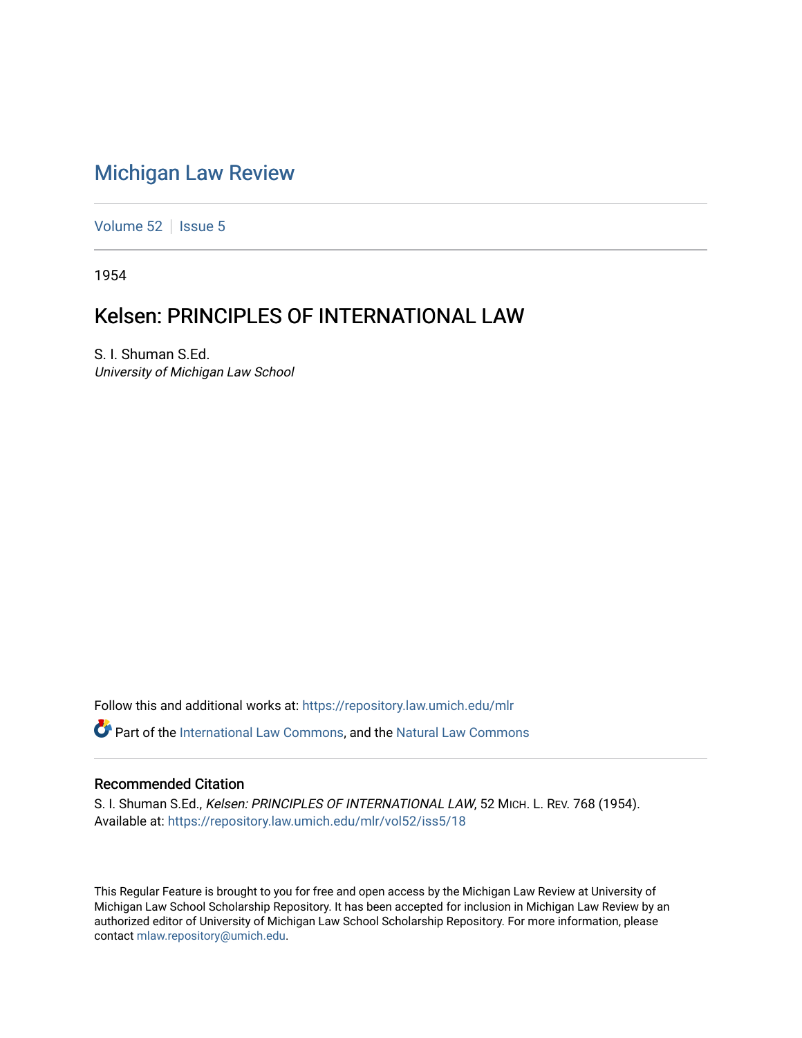# Michigan Law Review

Volume 52 | Issue 5

1954

## Kelsen: PRINCIPLES OF INTERNATIONAL LAW

S. I. Shuman S.Ed.
*University of Michigan Law School*

Follow this and additional works at: https://repository.law.umich.edu/mlr

Part of the International Law Commons, and the Natural Law Commons

### Recommended Citation

S. I. Shuman S.Ed., *Kelsen: PRINCIPLES OF INTERNATIONAL LAW*, 52 MICH. L. REV. 768 (1954).
Available at: https://repository.law.umich.edu/mlr/vol52/iss5/18

This Regular Feature is brought to you for free and open access by the Michigan Law Review at University of Michigan Law School Scholarship Repository. It has been accepted for inclusion in Michigan Law Review by an authorized editor of University of Michigan Law School Scholarship Repository. For more information, please contact mlaw.repository@umich.edu.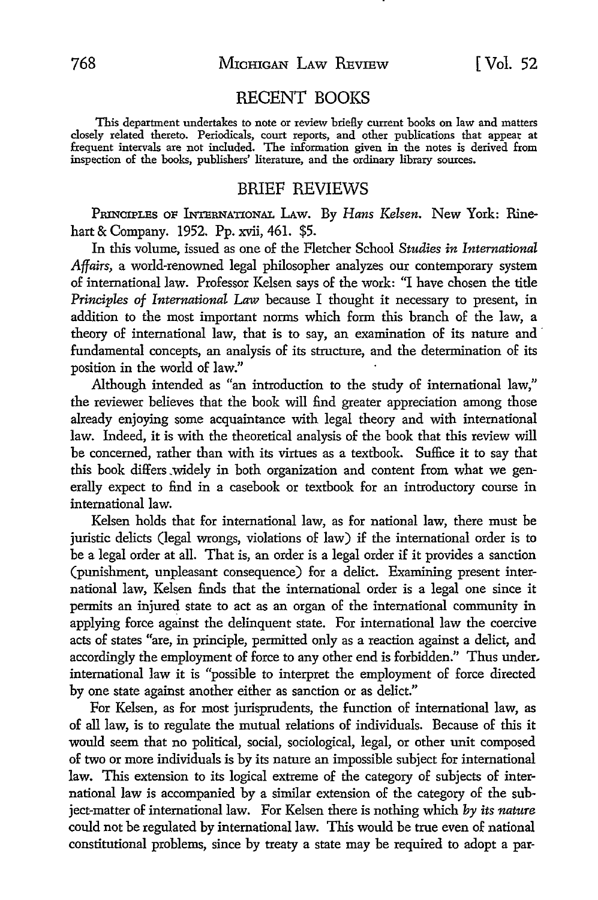## RECENT BOOKS

This department undertakes to note or review briefly current books on law and matters closely related thereto. Periodicals, court reports, and other publications that appear at frequent intervals are not included. The information given in the notes is derived from inspection of the books, publishers' literature, and the ordinary library sources.

## BRIEF REVIEWS

PRINCIPLES OF INTERNATIONAL LAW. By *Hans Kelsen.* New York: Rinehart & Company. 1952. Pp. xvii, 461. $5.

In this volume, issued as one of the Fletcher School *Studies in International Affairs,* a world-renowned legal philosopher analyzes our contemporary system of international law. Professor Kelsen says of the work: "I have chosen the title *Principles of International Law* because I thought it necessary to present, in addition to the most important norms which form this branch of the law, a theory of international law, that is to say, an examination of its nature and fundamental concepts, an analysis of its structure, and the determination of its position in the world of law."

Although intended as "an introduction to the study of international law," the reviewer believes that the book will find greater appreciation among those already enjoying some acquaintance with legal theory and with international law. Indeed, it is with the theoretical analysis of the book that this review will be concerned, rather than with its virtues as a textbook. Suffice it to say that this book differs widely in both organization and content from what we generally expect to find in a casebook or textbook for an introductory course in international law.

Kelsen holds that for international law, as for national law, there must be juristic delicts (legal wrongs, violations of law) if the international order is to be a legal order at all. That is, an order is a legal order if it provides a sanction (punishment, unpleasant consequence) for a delict. Examining present international law, Kelsen finds that the international order is a legal one since it permits an injured state to act as an organ of the international community in applying force against the delinquent state. For international law the coercive acts of states "are, in principle, permitted only as a reaction against a delict, and accordingly the employment of force to any other end is forbidden." Thus under international law it is "possible to interpret the employment of force directed by one state against another either as sanction or as delict."

For Kelsen, as for most jurisprudents, the function of international law, as of all law, is to regulate the mutual relations of individuals. Because of this it would seem that no political, social, sociological, legal, or other unit composed of two or more individuals is by its nature an impossible subject for international law. This extension to its logical extreme of the category of subjects of international law is accompanied by a similar extension of the category of the subject-matter of international law. For Kelsen there is nothing which *by its nature* could not be regulated by international law. This would be true even of national constitutional problems, since by treaty a state may be required to adopt a par-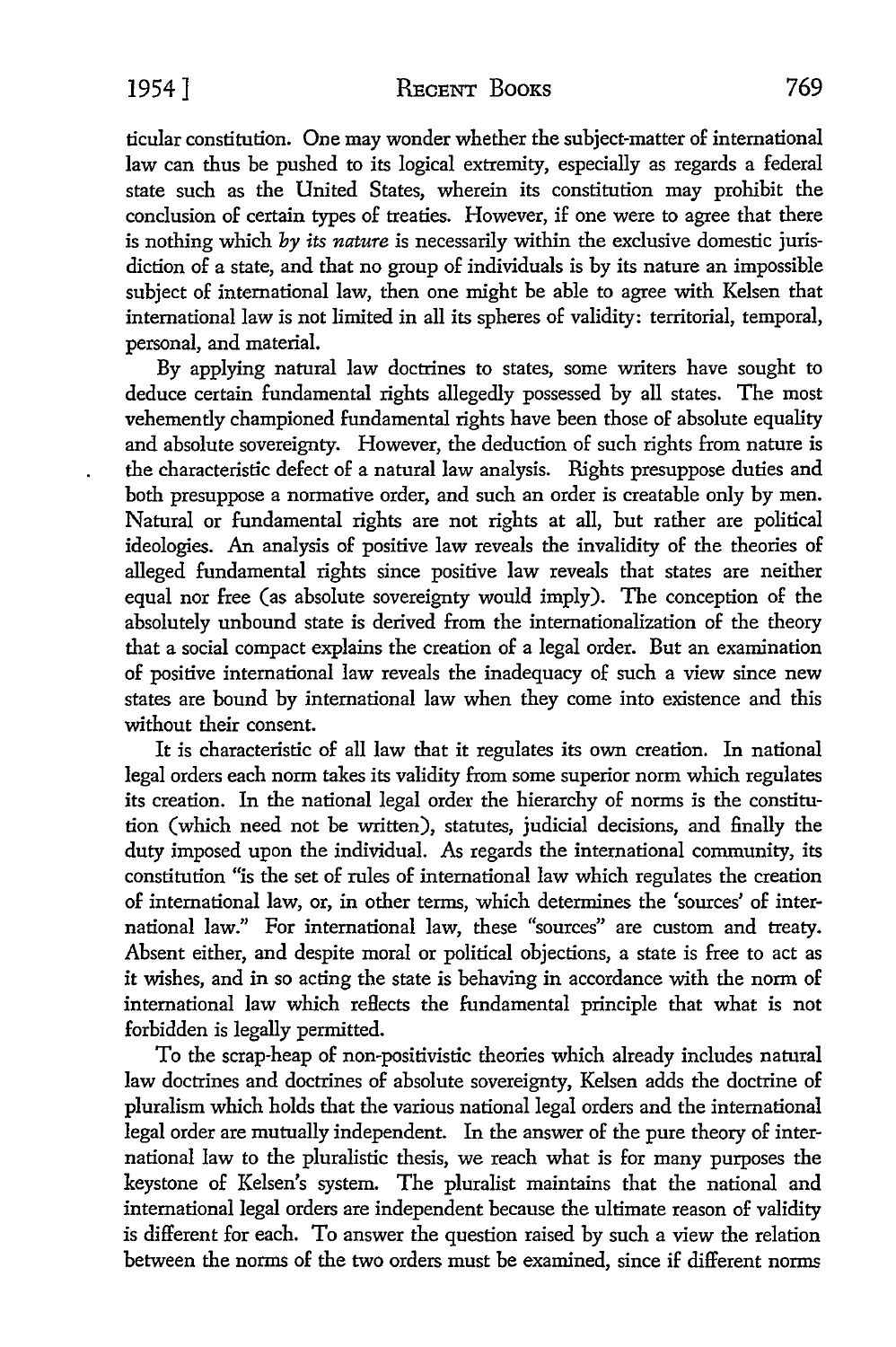ticular constitution. One may wonder whether the subject-matter of international law can thus be pushed to its logical extremity, especially as regards a federal state such as the United States, wherein its constitution may prohibit the conclusion of certain types of treaties. However, if one were to agree that there is nothing which *by its nature* is necessarily within the exclusive domestic jurisdiction of a state, and that no group of individuals is by its nature an impossible subject of international law, then one might be able to agree with Kelsen that international law is not limited in all its spheres of validity: territorial, temporal, personal, and material.

By applying natural law doctrines to states, some writers have sought to deduce certain fundamental rights allegedly possessed by all states. The most vehemently championed fundamental rights have been those of absolute equality and absolute sovereignty. However, the deduction of such rights from nature is the characteristic defect of a natural law analysis. Rights presuppose duties and both presuppose a normative order, and such an order is creatable only by men. Natural or fundamental rights are not rights at all, but rather are political ideologies. An analysis of positive law reveals the invalidity of the theories of alleged fundamental rights since positive law reveals that states are neither equal nor free (as absolute sovereignty would imply). The conception of the absolutely unbound state is derived from the internationalization of the theory that a social compact explains the creation of a legal order. But an examination of positive international law reveals the inadequacy of such a view since new states are bound by international law when they come into existence and this without their consent.

It is characteristic of all law that it regulates its own creation. In national legal orders each norm takes its validity from some superior norm which regulates its creation. In the national legal order the hierarchy of norms is the constitution (which need not be written), statutes, judicial decisions, and finally the duty imposed upon the individual. As regards the international community, its constitution "is the set of rules of international law which regulates the creation of international law, or, in other terms, which determines the 'sources' of international law." For international law, these "sources" are custom and treaty. Absent either, and despite moral or political objections, a state is free to act as it wishes, and in so acting the state is behaving in accordance with the norm of international law which reflects the fundamental principle that what is not forbidden is legally permitted.

To the scrap-heap of non-positivistic theories which already includes natural law doctrines and doctrines of absolute sovereignty, Kelsen adds the doctrine of pluralism which holds that the various national legal orders and the international legal order are mutually independent. In the answer of the pure theory of international law to the pluralistic thesis, we reach what is for many purposes the keystone of Kelsen's system. The pluralist maintains that the national and international legal orders are independent because the ultimate reason of validity is different for each. To answer the question raised by such a view the relation between the norms of the two orders must be examined, since if different norms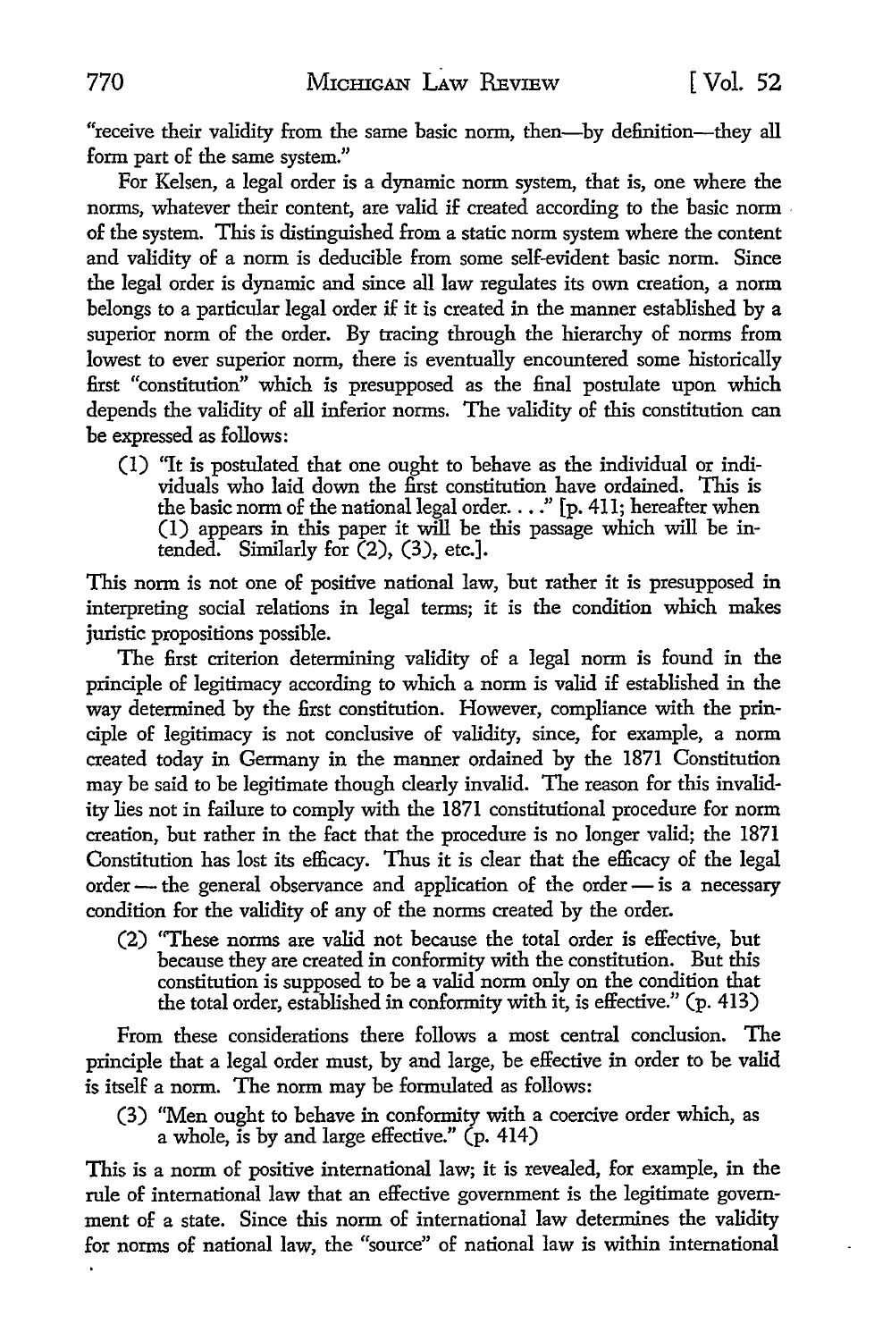"receive their validity from the same basic norm, then—by definition—they all form part of the same system."

For Kelsen, a legal order is a dynamic norm system, that is, one where the norms, whatever their content, are valid if created according to the basic norm of the system. This is distinguished from a static norm system where the content and validity of a norm is deducible from some self-evident basic norm. Since the legal order is dynamic and since all law regulates its own creation, a norm belongs to a particular legal order if it is created in the manner established by a superior norm of the order. By tracing through the hierarchy of norms from lowest to ever superior norm, there is eventually encountered some historically first "constitution" which is presupposed as the final postulate upon which depends the validity of all inferior norms. The validity of this constitution can be expressed as follows:

> (1) "It is postulated that one ought to behave as the individual or individuals who laid down the first constitution have ordained. This is the basic norm of the national legal order. . . ." [p. 411; hereafter when (1) appears in this paper it will be this passage which will be intended. Similarly for (2), (3), etc.].

This norm is not one of positive national law, but rather it is presupposed in interpreting social relations in legal terms; it is the condition which makes juristic propositions possible.

The first criterion determining validity of a legal norm is found in the principle of legitimacy according to which a norm is valid if established in the way determined by the first constitution. However, compliance with the principle of legitimacy is not conclusive of validity, since, for example, a norm created today in Germany in the manner ordained by the 1871 Constitution may be said to be legitimate though clearly invalid. The reason for this invalidity lies not in failure to comply with the 1871 constitutional procedure for norm creation, but rather in the fact that the procedure is no longer valid; the 1871 Constitution has lost its efficacy. Thus it is clear that the efficacy of the legal order — the general observance and application of the order — is a necessary condition for the validity of any of the norms created by the order.

> (2) "These norms are valid not because the total order is effective, but because they are created in conformity with the constitution. But this constitution is supposed to be a valid norm only on the condition that the total order, established in conformity with it, is effective." (p. 413)

From these considerations there follows a most central conclusion. The principle that a legal order must, by and large, be effective in order to be valid is itself a norm. The norm may be formulated as follows:

> (3) "Men ought to behave in conformity with a coercive order which, as a whole, is by and large effective." (p. 414)

This is a norm of positive international law; it is revealed, for example, in the rule of international law that an effective government is the legitimate government of a state. Since this norm of international law determines the validity for norms of national law, the "source" of national law is within international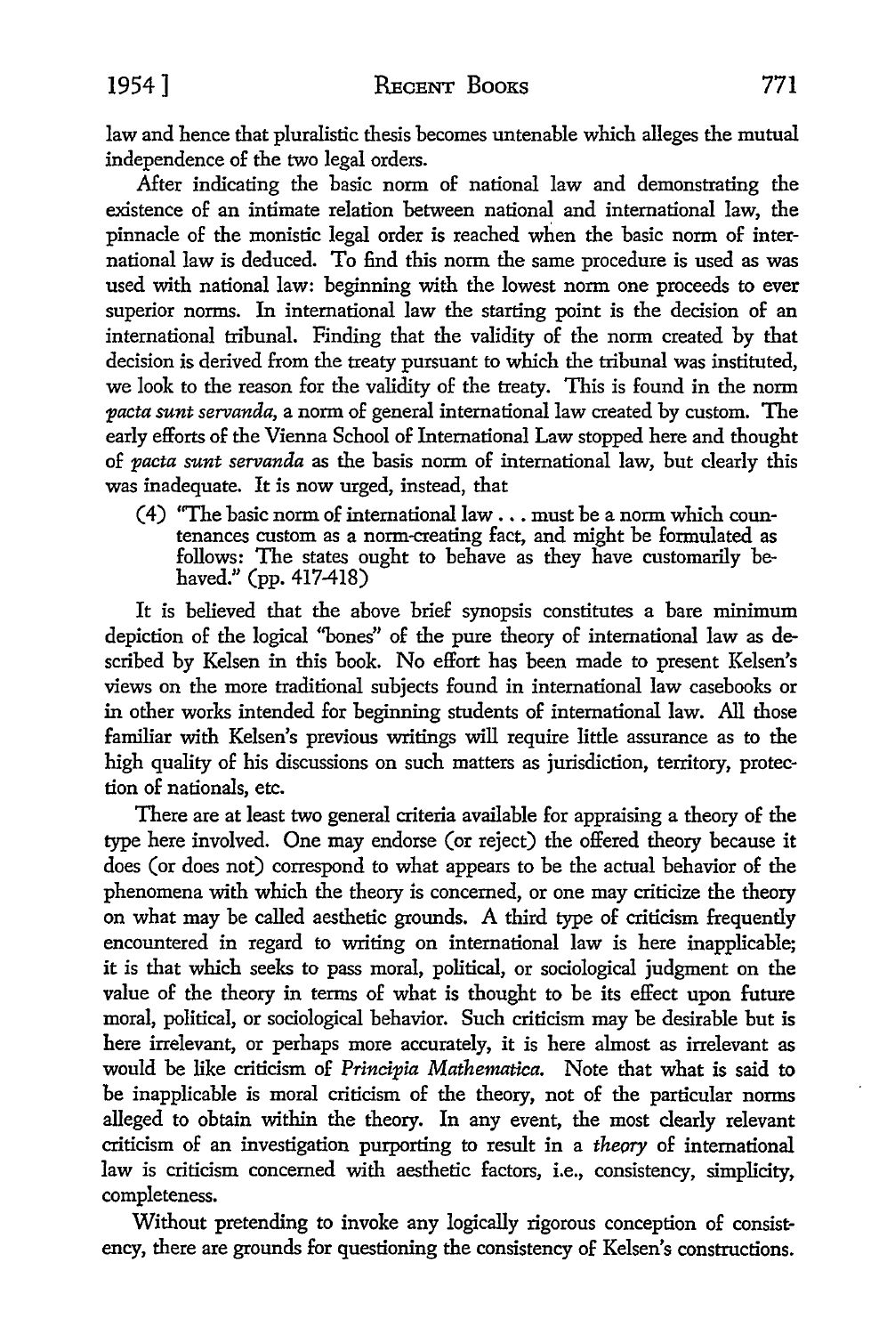law and hence that pluralistic thesis becomes untenable which alleges the mutual independence of the two legal orders.

After indicating the basic norm of national law and demonstrating the existence of an intimate relation between national and international law, the pinnacle of the monistic legal order is reached when the basic norm of international law is deduced. To find this norm the same procedure is used as was used with national law: beginning with the lowest norm one proceeds to ever superior norms. In international law the starting point is the decision of an international tribunal. Finding that the validity of the norm created by that decision is derived from the treaty pursuant to which the tribunal was instituted, we look to the reason for the validity of the treaty. This is found in the norm *pacta sunt servanda,* a norm of general international law created by custom. The early efforts of the Vienna School of International Law stopped here and thought of *pacta sunt servanda* as the basis norm of international law, but clearly this was inadequate. It is now urged, instead, that

(4) "The basic norm of international law . . . must be a norm which countenances custom as a norm-creating fact, and might be formulated as follows: The states ought to behave as they have customarily behaved." (pp. 417-418)

It is believed that the above brief synopsis constitutes a bare minimum depiction of the logical "bones" of the pure theory of international law as described by Kelsen in this book. No effort has been made to present Kelsen's views on the more traditional subjects found in international law casebooks or in other works intended for beginning students of international law. All those familiar with Kelsen's previous writings will require little assurance as to the high quality of his discussions on such matters as jurisdiction, territory, protection of nationals, etc.

There are at least two general criteria available for appraising a theory of the type here involved. One may endorse (or reject) the offered theory because it does (or does not) correspond to what appears to be the actual behavior of the phenomena with which the theory is concerned, or one may criticize the theory on what may be called aesthetic grounds. A third type of criticism frequently encountered in regard to writing on international law is here inapplicable; it is that which seeks to pass moral, political, or sociological judgment on the value of the theory in terms of what is thought to be its effect upon future moral, political, or sociological behavior. Such criticism may be desirable but is here irrelevant, or perhaps more accurately, it is here almost as irrelevant as would be like criticism of *Principia Mathematica.* Note that what is said to be inapplicable is moral criticism of the theory, not of the particular norms alleged to obtain within the theory. In any event, the most clearly relevant criticism of an investigation purporting to result in a *theory* of international law is criticism concerned with aesthetic factors, i.e., consistency, simplicity, completeness.

Without pretending to invoke any logically rigorous conception of consistency, there are grounds for questioning the consistency of Kelsen's constructions.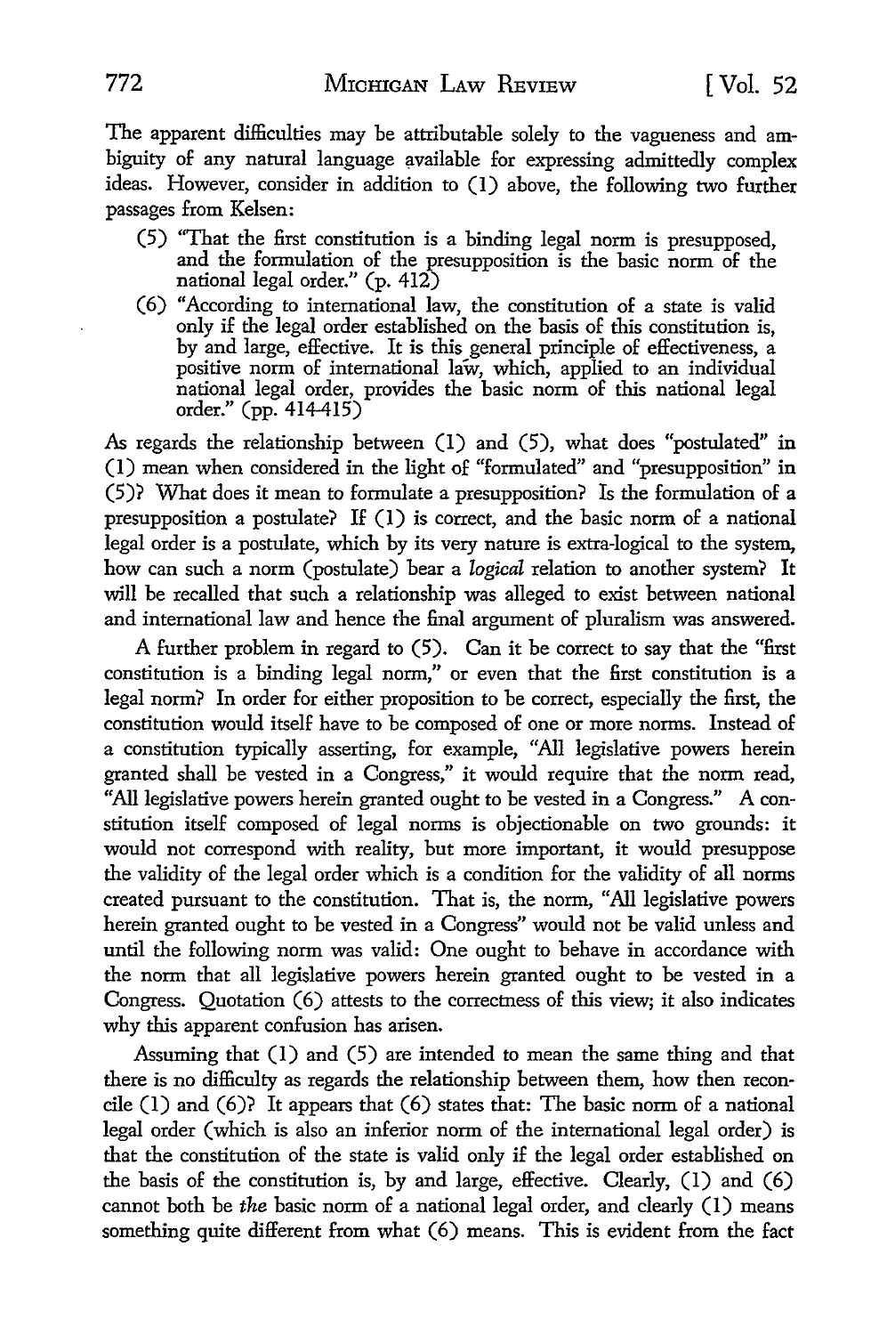The apparent difficulties may be attributable solely to the vagueness and ambiguity of any natural language available for expressing admittedly complex ideas. However, consider in addition to (1) above, the following two further passages from Kelsen:

(5) "That the first constitution is a binding legal norm is presupposed, and the formulation of the presupposition is the basic norm of the national legal order." (p. 412)

(6) "According to international law, the constitution of a state is valid only if the legal order established on the basis of this constitution is, by and large, effective. It is this general principle of effectiveness, a positive norm of international law, which, applied to an individual national legal order, provides the basic norm of this national legal order." (pp. 414-415)

As regards the relationship between (1) and (5), what does "postulated" in (1) mean when considered in the light of "formulated" and "presupposition" in (5)? What does it mean to formulate a presupposition? Is the formulation of a presupposition a postulate? If (1) is correct, and the basic norm of a national legal order is a postulate, which by its very nature is extra-logical to the system, how can such a norm (postulate) bear a *logical* relation to another system? It will be recalled that such a relationship was alleged to exist between national and international law and hence the final argument of pluralism was answered.

A further problem in regard to (5). Can it be correct to say that the "first constitution is a binding legal norm," or even that the first constitution is a legal norm? In order for either proposition to be correct, especially the first, the constitution would itself have to be composed of one or more norms. Instead of a constitution typically asserting, for example, "All legislative powers herein granted shall be vested in a Congress," it would require that the norm read, "All legislative powers herein granted ought to be vested in a Congress." A constitution itself composed of legal norms is objectionable on two grounds: it would not correspond with reality, but more important, it would presuppose the validity of the legal order which is a condition for the validity of all norms created pursuant to the constitution. That is, the norm, "All legislative powers herein granted ought to be vested in a Congress" would not be valid unless and until the following norm was valid: One ought to behave in accordance with the norm that all legislative powers herein granted ought to be vested in a Congress. Quotation (6) attests to the correctness of this view; it also indicates why this apparent confusion has arisen.

Assuming that (1) and (5) are intended to mean the same thing and that there is no difficulty as regards the relationship between them, how then reconcile (1) and (6)? It appears that (6) states that: The basic norm of a national legal order (which is also an inferior norm of the international legal order) is that the constitution of the state is valid only if the legal order established on the basis of the constitution is, by and large, effective. Clearly, (1) and (6) cannot both be *the* basic norm of a national legal order, and clearly (1) means something quite different from what (6) means. This is evident from the fact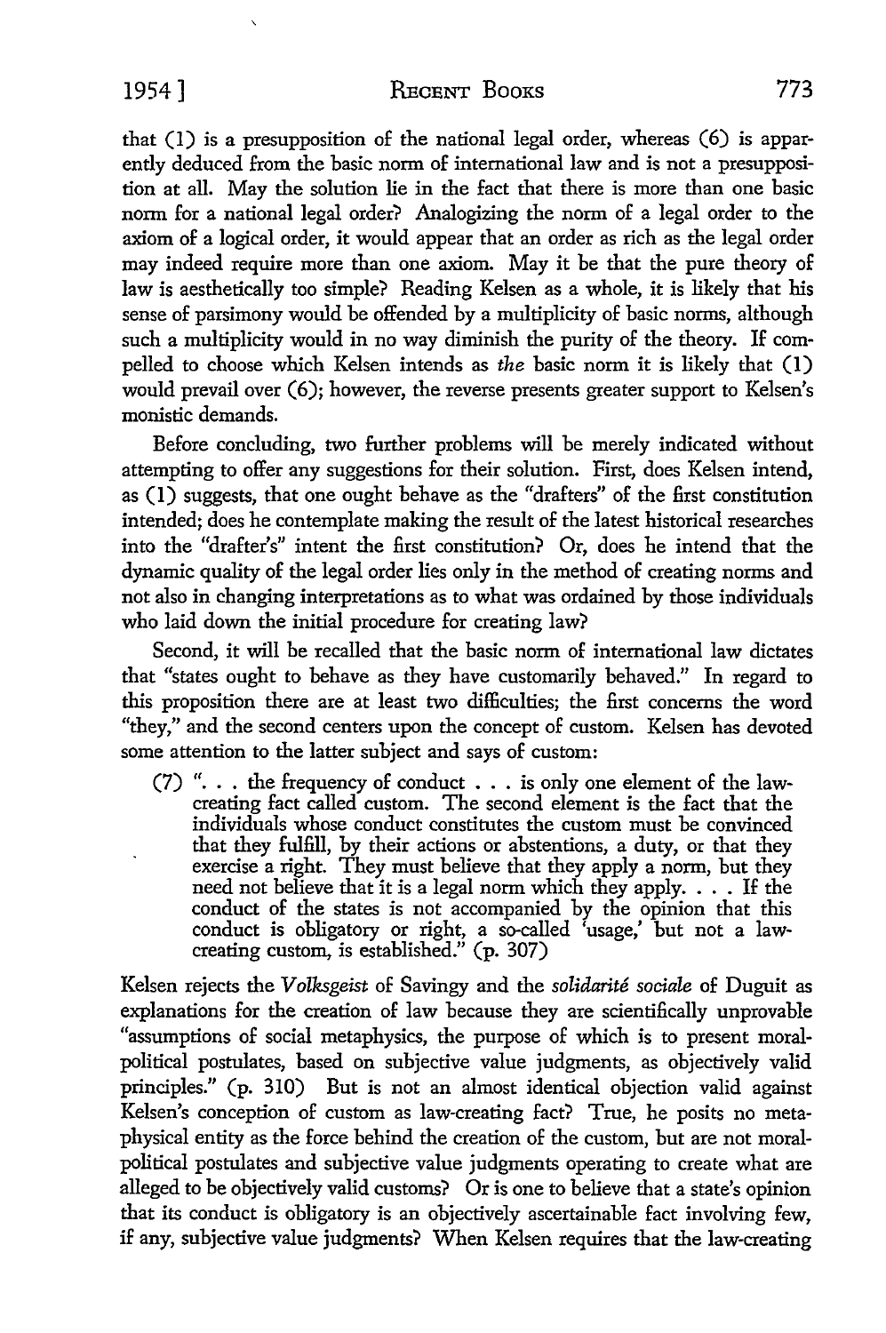that (1) is a presupposition of the national legal order, whereas (6) is apparently deduced from the basic norm of international law and is not a presupposition at all. May the solution lie in the fact that there is more than one basic norm for a national legal order? Analogizing the norm of a legal order to the axiom of a logical order, it would appear that an order as rich as the legal order may indeed require more than one axiom. May it be that the pure theory of law is aesthetically too simple? Reading Kelsen as a whole, it is likely that his sense of parsimony would be offended by a multiplicity of basic norms, although such a multiplicity would in no way diminish the purity of the theory. If compelled to choose which Kelsen intends as *the* basic norm it is likely that (1) would prevail over (6); however, the reverse presents greater support to Kelsen's monistic demands.

Before concluding, two further problems will be merely indicated without attempting to offer any suggestions for their solution. First, does Kelsen intend, as (1) suggests, that one ought behave as the "drafters" of the first constitution intended; does he contemplate making the result of the latest historical researches into the "drafter's" intent the first constitution? Or, does he intend that the dynamic quality of the legal order lies only in the method of creating norms and not also in changing interpretations as to what was ordained by those individuals who laid down the initial procedure for creating law?

Second, it will be recalled that the basic norm of international law dictates that "states ought to behave as they have customarily behaved." In regard to this proposition there are at least two difficulties; the first concerns the word "they," and the second centers upon the concept of custom. Kelsen has devoted some attention to the latter subject and says of custom:

> (7) ". . . the frequency of conduct . . . is only one element of the law-creating fact called custom. The second element is the fact that the individuals whose conduct constitutes the custom must be convinced that they fulfill, by their actions or abstentions, a duty, or that they exercise a right. They must believe that they apply a norm, but they need not believe that it is a legal norm which they apply. . . . If the conduct of the states is not accompanied by the opinion that this conduct is obligatory or right, a so-called 'usage,' but not a law-creating custom, is established." (p. 307)

Kelsen rejects the *Volksgeist* of Savingy and the *solidarité sociale* of Duguit as explanations for the creation of law because they are scientifically unprovable "assumptions of social metaphysics, the purpose of which is to present moral-political postulates, based on subjective value judgments, as objectively valid principles." (p. 310) But is not an almost identical objection valid against Kelsen's conception of custom as law-creating fact? True, he posits no metaphysical entity as the force behind the creation of the custom, but are not moral-political postulates and subjective value judgments operating to create what are alleged to be objectively valid customs? Or is one to believe that a state's opinion that its conduct is obligatory is an objectively ascertainable fact involving few, if any, subjective value judgments? When Kelsen requires that the law-creating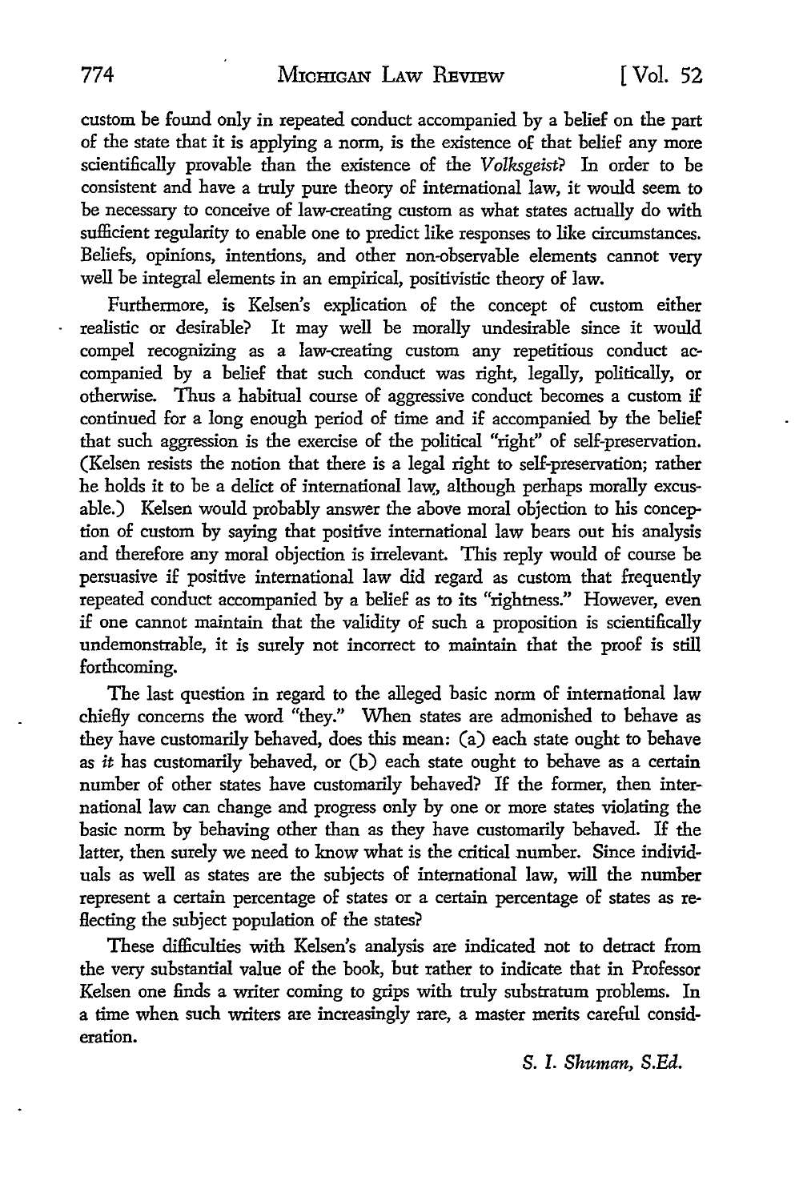custom be found only in repeated conduct accompanied by a belief on the part of the state that it is applying a norm, is the existence of that belief any more scientifically provable than the existence of the *Volksgeist*? In order to be consistent and have a truly pure theory of international law, it would seem to be necessary to conceive of law-creating custom as what states actually do with sufficient regularity to enable one to predict like responses to like circumstances. Beliefs, opinions, intentions, and other non-observable elements cannot very well be integral elements in an empirical, positivistic theory of law.

Furthermore, is Kelsen's explication of the concept of custom either realistic or desirable? It may well be morally undesirable since it would compel recognizing as a law-creating custom any repetitious conduct accompanied by a belief that such conduct was right, legally, politically, or otherwise. Thus a habitual course of aggressive conduct becomes a custom if continued for a long enough period of time and if accompanied by the belief that such aggression is the exercise of the political "right" of self-preservation. (Kelsen resists the notion that there is a legal right to self-preservation; rather he holds it to be a delict of international law, although perhaps morally excusable.) Kelsen would probably answer the above moral objection to his conception of custom by saying that positive international law bears out his analysis and therefore any moral objection is irrelevant. This reply would of course be persuasive if positive international law did regard as custom that frequently repeated conduct accompanied by a belief as to its "rightness." However, even if one cannot maintain that the validity of such a proposition is scientifically undemonstrable, it is surely not incorrect to maintain that the proof is still forthcoming.

The last question in regard to the alleged basic norm of international law chiefly concerns the word "they." When states are admonished to behave as they have customarily behaved, does this mean: (a) each state ought to behave as *it* has customarily behaved, or (b) each state ought to behave as a certain number of other states have customarily behaved? If the former, then international law can change and progress only by one or more states violating the basic norm by behaving other than as they have customarily behaved. If the latter, then surely we need to know what is the critical number. Since individuals as well as states are the subjects of international law, will the number represent a certain percentage of states or a certain percentage of states as reflecting the subject population of the states?

These difficulties with Kelsen's analysis are indicated not to detract from the very substantial value of the book, but rather to indicate that in Professor Kelsen one finds a writer coming to grips with truly substratum problems. In a time when such writers are increasingly rare, a master merits careful consideration.

*S. I. Shuman, S.Ed.*